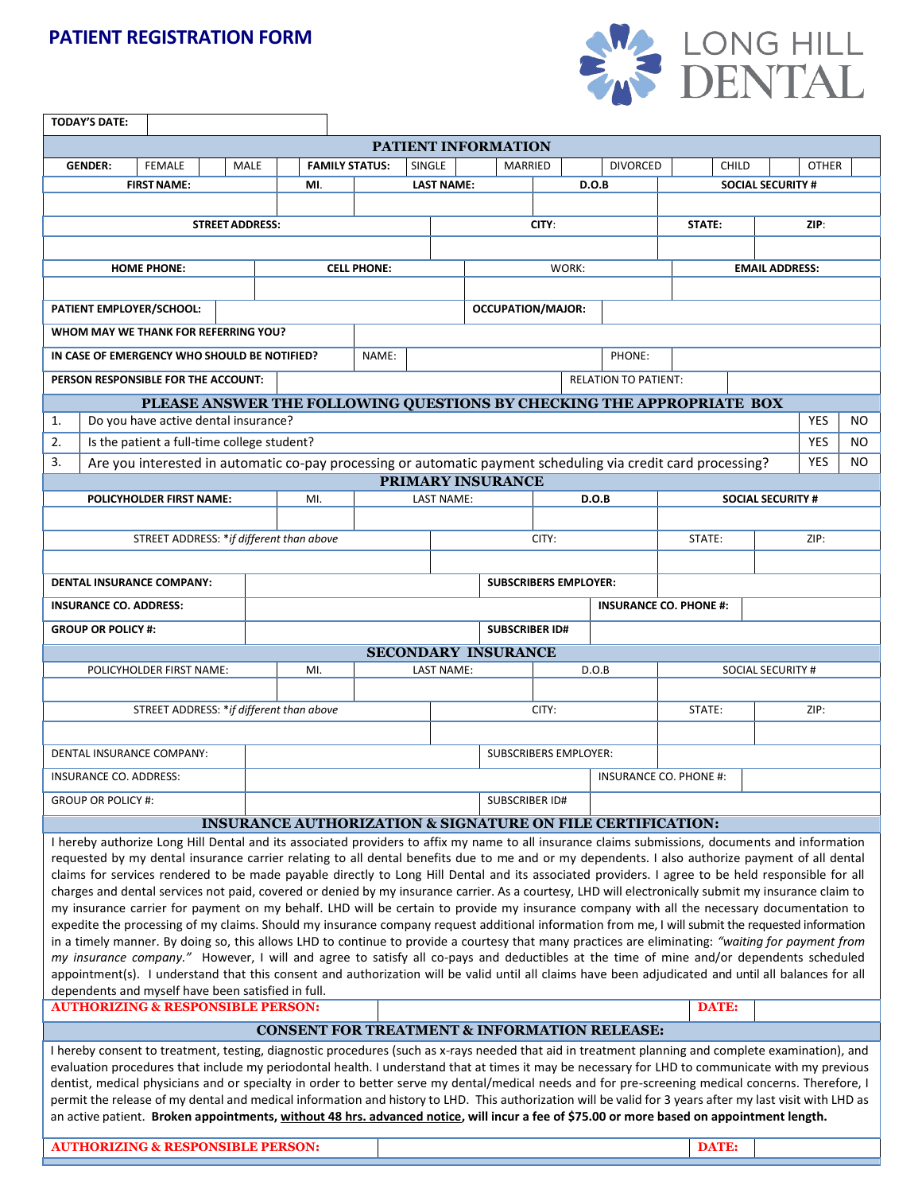# PATIENT REGISTRATION FORM

LONG HILL DENTAL

| TODAY'S DATE: | |
|---|---|

## PATIENT INFORMATION

| GENDER: | FEMALE | | MALE | | FAMILY STATUS: | SINGLE | | MARRIED | | DIVORCED | | CHILD | | OTHER | |
|---|---|---|---|---|---|---|---|---|---|---|---|---|---|---|---|

| FIRST NAME: | MI. | LAST NAME: | D.O.B | SOCIAL SECURITY # |
|---|---|---|---|---|
| | | | | |

| STREET ADDRESS: | CITY: | STATE: | ZIP: |
|---|---|---|---|
| | | | |

| HOME PHONE: | CELL PHONE: | WORK: | EMAIL ADDRESS: |
|---|---|---|---|
| | | | |

| PATIENT EMPLOYER/SCHOOL: | | OCCUPATION/MAJOR: | |
|---|---|---|---|
| WHOM MAY WE THANK FOR REFERRING YOU? | | | |
| IN CASE OF EMERGENCY WHO SHOULD BE NOTIFIED? | NAME: | PHONE: | |
| PERSON RESPONSIBLE FOR THE ACCOUNT: | | RELATION TO PATIENT: | |

## PLEASE ANSWER THE FOLLOWING QUESTIONS BY CHECKING THE APPROPRIATE BOX

| | | | |
|---|---|---|---|
| 1. | Do you have active dental insurance? | YES | NO |
| 2. | Is the patient a full-time college student? | YES | NO |
| 3. | Are you interested in automatic co-pay processing or automatic payment scheduling via credit card processing? | YES | NO |

## PRIMARY INSURANCE

| POLICYHOLDER FIRST NAME: | MI. | LAST NAME: | D.O.B | SOCIAL SECURITY # |
|---|---|---|---|---|
| | | | | |

| STREET ADDRESS: *if different than above | CITY: | STATE: | ZIP: |
|---|---|---|---|
| | | | |

| DENTAL INSURANCE COMPANY: | | SUBSCRIBERS EMPLOYER: | |
|---|---|---|---|
| INSURANCE CO. ADDRESS: | | INSURANCE CO. PHONE #: | |
| GROUP OR POLICY #: | | SUBSCRIBER ID# | |

## SECONDARY INSURANCE

| POLICYHOLDER FIRST NAME: | MI. | LAST NAME: | D.O.B | SOCIAL SECURITY # |
|---|---|---|---|---|
| | | | | |

| STREET ADDRESS: *if different than above | CITY: | STATE: | ZIP: |
|---|---|---|---|
| | | | |

| DENTAL INSURANCE COMPANY: | | SUBSCRIBERS EMPLOYER: | |
|---|---|---|---|
| INSURANCE CO. ADDRESS: | | INSURANCE CO. PHONE #: | |
| GROUP OR POLICY #: | | SUBSCRIBER ID# | |

## INSURANCE AUTHORIZATION & SIGNATURE ON FILE CERTIFICATION:

I hereby authorize Long Hill Dental and its associated providers to affix my name to all insurance claims submissions, documents and information requested by my dental insurance carrier relating to all dental benefits due to me and or my dependents. I also authorize payment of all dental claims for services rendered to be made payable directly to Long Hill Dental and its associated providers. I agree to be held responsible for all charges and dental services not paid, covered or denied by my insurance carrier. As a courtesy, LHD will electronically submit my insurance claim to my insurance carrier for payment on my behalf. LHD will be certain to provide my insurance company with all the necessary documentation to expedite the processing of my claims. Should my insurance company request additional information from me, I will submit the requested information in a timely manner. By doing so, this allows LHD to continue to provide a courtesy that many practices are eliminating: *"waiting for payment from my insurance company."* However, I will and agree to satisfy all co-pays and deductibles at the time of mine and/or dependents scheduled appointment(s). I understand that this consent and authorization will be valid until all claims have been adjudicated and until all balances for all dependents and myself have been satisfied in full.

| AUTHORIZING & RESPONSIBLE PERSON: | | DATE: | |
|---|---|---|---|

## CONSENT FOR TREATMENT & INFORMATION RELEASE:

I hereby consent to treatment, testing, diagnostic procedures (such as x-rays needed that aid in treatment planning and complete examination), and evaluation procedures that include my periodontal health. I understand that at times it may be necessary for LHD to communicate with my previous dentist, medical physicians and or specialty in order to better serve my dental/medical needs and for pre-screening medical concerns. Therefore, I permit the release of my dental and medical information and history to LHD. This authorization will be valid for 3 years after my last visit with LHD as an active patient. **Broken appointments, without 48 hrs. advanced notice, will incur a fee of $75.00 or more based on appointment length.**

| AUTHORIZING & RESPONSIBLE PERSON: | | DATE: | |
|---|---|---|---|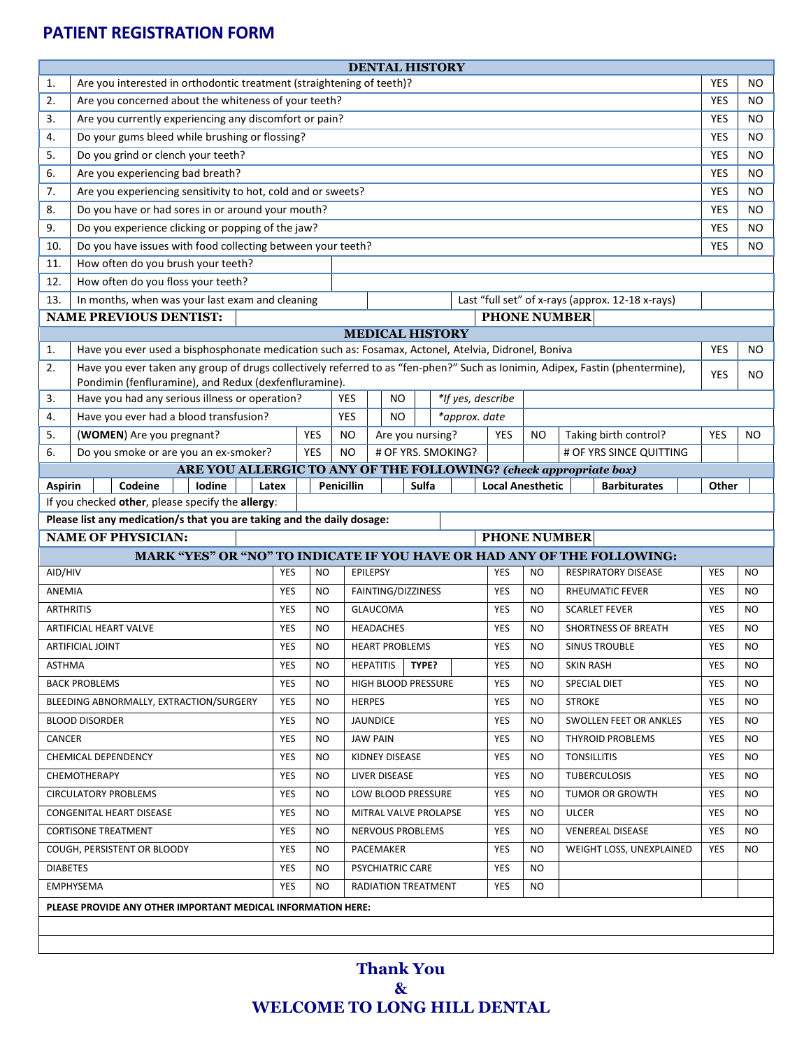# PATIENT REGISTRATION FORM

## DENTAL HISTORY

| | | | |
|---|---|---|---|
| 1. | Are you interested in orthodontic treatment (straightening of teeth)? | YES | NO |
| 2. | Are you concerned about the whiteness of your teeth? | YES | NO |
| 3. | Are you currently experiencing any discomfort or pain? | YES | NO |
| 4. | Do your gums bleed while brushing or flossing? | YES | NO |
| 5. | Do you grind or clench your teeth? | YES | NO |
| 6. | Are you experiencing bad breath? | YES | NO |
| 7. | Are you experiencing sensitivity to hot, cold and or sweets? | YES | NO |
| 8. | Do you have or had sores in or around your mouth? | YES | NO |
| 9. | Do you experience clicking or popping of the jaw? | YES | NO |
| 10. | Do you have issues with food collecting between your teeth? | YES | NO |
| 11. | How often do you brush your teeth? | | |
| 12. | How often do you floss your teeth? | | |
| 13. | In months, when was your last exam and cleaning | Last "full set" of x-rays (approx. 12-18 x-rays) | |

**NAME PREVIOUS DENTIST:** **PHONE NUMBER**

## MEDICAL HISTORY

| | | | |
|---|---|---|---|
| 1. | Have you ever used a bisphosphonate medication such as: Fosamax, Actonel, Atelvia, Didronel, Boniva | YES | NO |
| 2. | Have you ever taken any group of drugs collectively referred to as "fen-phen?" Such as Ionimin, Adipex, Fastin (phentermine), Pondimin (fenfluramine), and Redux (dexfenfluramine). | YES | NO |

| | | | | | | | | | |
|---|---|---|---|---|---|---|---|---|---|
| 3. | Have you had any serious illness or operation? | YES | NO | *If yes, describe* | | | | | |
| 4. | Have you ever had a blood transfusion? | YES | NO | *approx. date* | | | | | |
| 5. | (**WOMEN**) Are you pregnant? | YES | NO | Are you nursing? | YES | NO | Taking birth control? | YES | NO |
| 6. | Do you smoke or are you an ex-smoker? | YES | NO | # OF YRS. SMOKING? | | | # OF YRS SINCE QUITTING | | |

### ARE YOU ALLERGIC TO ANY OF THE FOLLOWING? *(check appropriate box)*

| | | | | | | | | | | | | | | | | | |
|---|---|---|---|---|---|---|---|---|---|---|---|---|---|---|---|---|---|
| **Aspirin** | | **Codeine** | | **Iodine** | | **Latex** | | **Penicillin** | | **Sulfa** | | **Local Anesthetic** | | **Barbiturates** | | **Other** | |

If you checked **other**, please specify the **allergy**:

**Please list any medication/s that you are taking and the daily dosage:**

**NAME OF PHYSICIAN:** **PHONE NUMBER**

### MARK "YES" OR "NO" TO INDICATE IF YOU HAVE OR HAD ANY OF THE FOLLOWING:

| | | | | | | | | |
|---|---|---|---|---|---|---|---|---|
| AID/HIV | YES | NO | EPILEPSY | YES | NO | RESPIRATORY DISEASE | YES | NO |
| ANEMIA | YES | NO | FAINTING/DIZZINESS | YES | NO | RHEUMATIC FEVER | YES | NO |
| ARTHRITIS | YES | NO | GLAUCOMA | YES | NO | SCARLET FEVER | YES | NO |
| ARTIFICIAL HEART VALVE | YES | NO | HEADACHES | YES | NO | SHORTNESS OF BREATH | YES | NO |
| ARTIFICIAL JOINT | YES | NO | HEART PROBLEMS | YES | NO | SINUS TROUBLE | YES | NO |
| ASTHMA | YES | NO | HEPATITIS **TYPE?** | YES | NO | SKIN RASH | YES | NO |
| BACK PROBLEMS | YES | NO | HIGH BLOOD PRESSURE | YES | NO | SPECIAL DIET | YES | NO |
| BLEEDING ABNORMALLY, EXTRACTION/SURGERY | YES | NO | HERPES | YES | NO | STROKE | YES | NO |
| BLOOD DISORDER | YES | NO | JAUNDICE | YES | NO | SWOLLEN FEET OR ANKLES | YES | NO |
| CANCER | YES | NO | JAW PAIN | YES | NO | THYROID PROBLEMS | YES | NO |
| CHEMICAL DEPENDENCY | YES | NO | KIDNEY DISEASE | YES | NO | TONSILLITIS | YES | NO |
| CHEMOTHERAPY | YES | NO | LIVER DISEASE | YES | NO | TUBERCULOSIS | YES | NO |
| CIRCULATORY PROBLEMS | YES | NO | LOW BLOOD PRESSURE | YES | NO | TUMOR OR GROWTH | YES | NO |
| CONGENITAL HEART DISEASE | YES | NO | MITRAL VALVE PROLAPSE | YES | NO | ULCER | YES | NO |
| CORTISONE TREATMENT | YES | NO | NERVOUS PROBLEMS | YES | NO | VENEREAL DISEASE | YES | NO |
| COUGH, PERSISTENT OR BLOODY | YES | NO | PACEMAKER | YES | NO | WEIGHT LOSS, UNEXPLAINED | YES | NO |
| DIABETES | YES | NO | PSYCHIATRIC CARE | YES | NO | | | |
| EMPHYSEMA | YES | NO | RADIATION TREATMENT | YES | NO | | | |

**PLEASE PROVIDE ANY OTHER IMPORTANT MEDICAL INFORMATION HERE:**

**Thank You**

**&**

**WELCOME TO LONG HILL DENTAL**